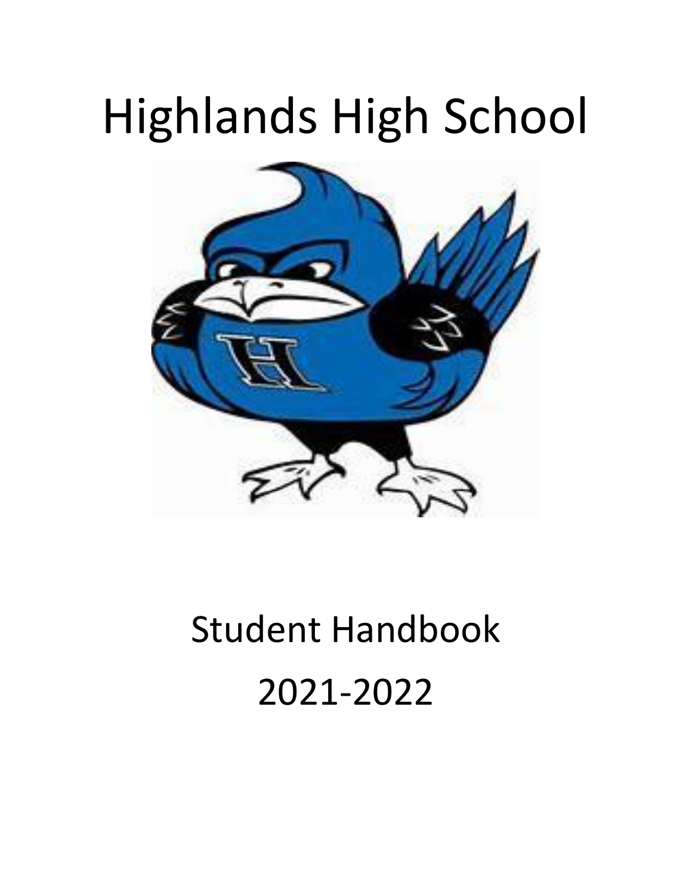# Highlands High School

Student Handbook

2021-2022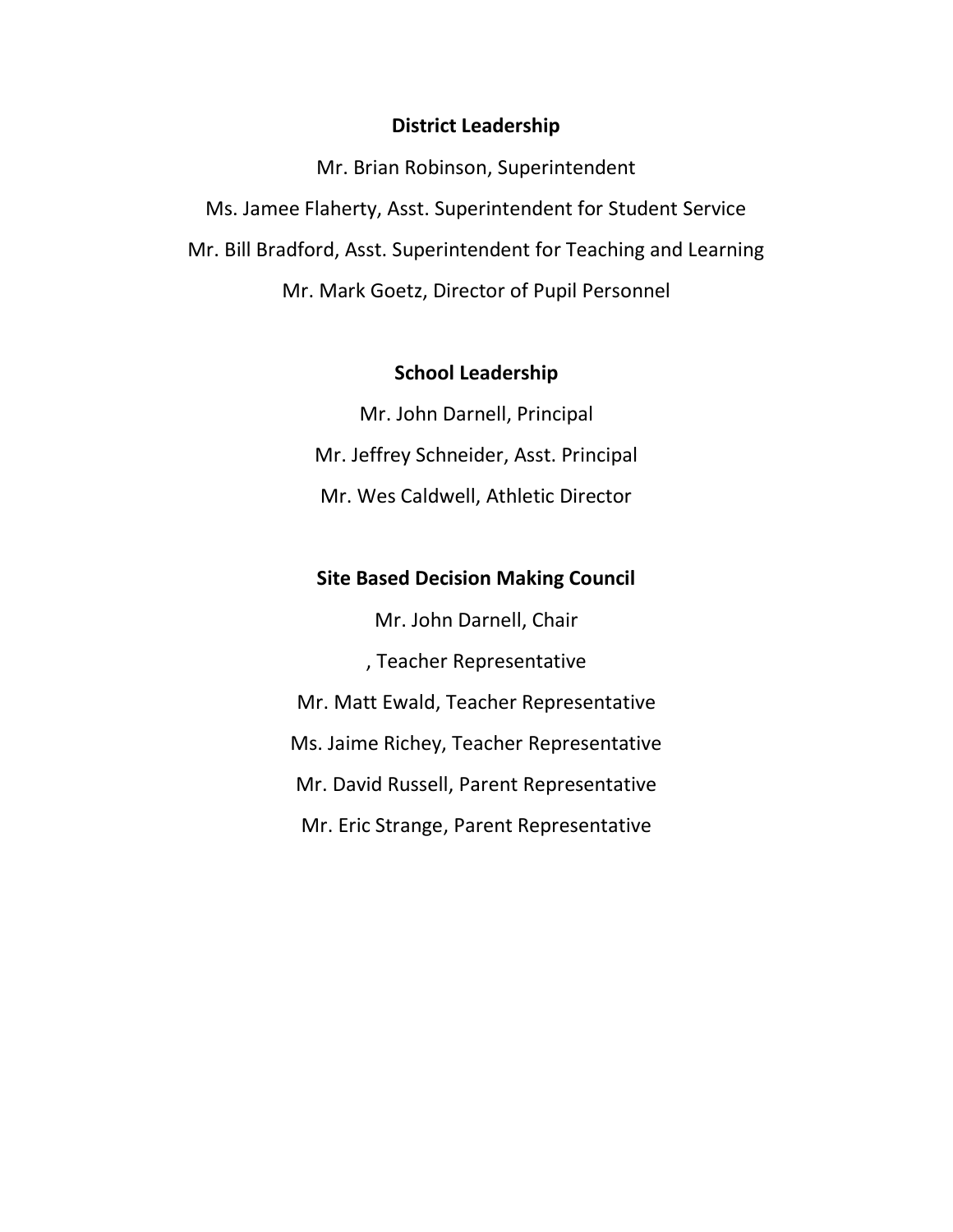**District Leadership**

Mr. Brian Robinson, Superintendent

Ms. Jamee Flaherty, Asst. Superintendent for Student Service

Mr. Bill Bradford, Asst. Superintendent for Teaching and Learning

Mr. Mark Goetz, Director of Pupil Personnel

**School Leadership**

Mr. John Darnell, Principal

Mr. Jeffrey Schneider, Asst. Principal

Mr. Wes Caldwell, Athletic Director

**Site Based Decision Making Council**

Mr. John Darnell, Chair

, Teacher Representative

Mr. Matt Ewald, Teacher Representative

Ms. Jaime Richey, Teacher Representative

Mr. David Russell, Parent Representative

Mr. Eric Strange, Parent Representative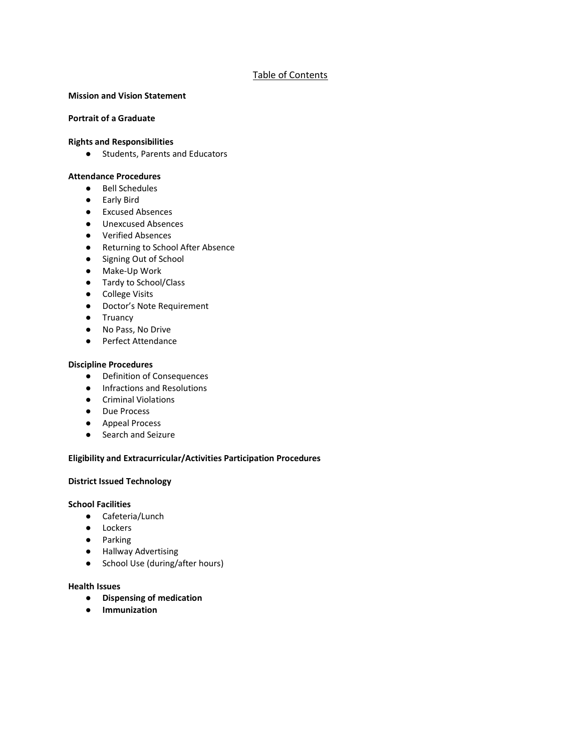# Table of Contents

**Mission and Vision Statement**

**Portrait of a Graduate**

**Rights and Responsibilities**

- Students, Parents and Educators

**Attendance Procedures**

- Bell Schedules
- Early Bird
- Excused Absences
- Unexcused Absences
- Verified Absences
- Returning to School After Absence
- Signing Out of School
- Make-Up Work
- Tardy to School/Class
- College Visits
- Doctor's Note Requirement
- Truancy
- No Pass, No Drive
- Perfect Attendance

**Discipline Procedures**

- Definition of Consequences
- Infractions and Resolutions
- Criminal Violations
- Due Process
- Appeal Process
- Search and Seizure

**Eligibility and Extracurricular/Activities Participation Procedures**

**District Issued Technology**

**School Facilities**

- Cafeteria/Lunch
- Lockers
- Parking
- Hallway Advertising
- School Use (during/after hours)

**Health Issues**

- **Dispensing of medication**
- **Immunization**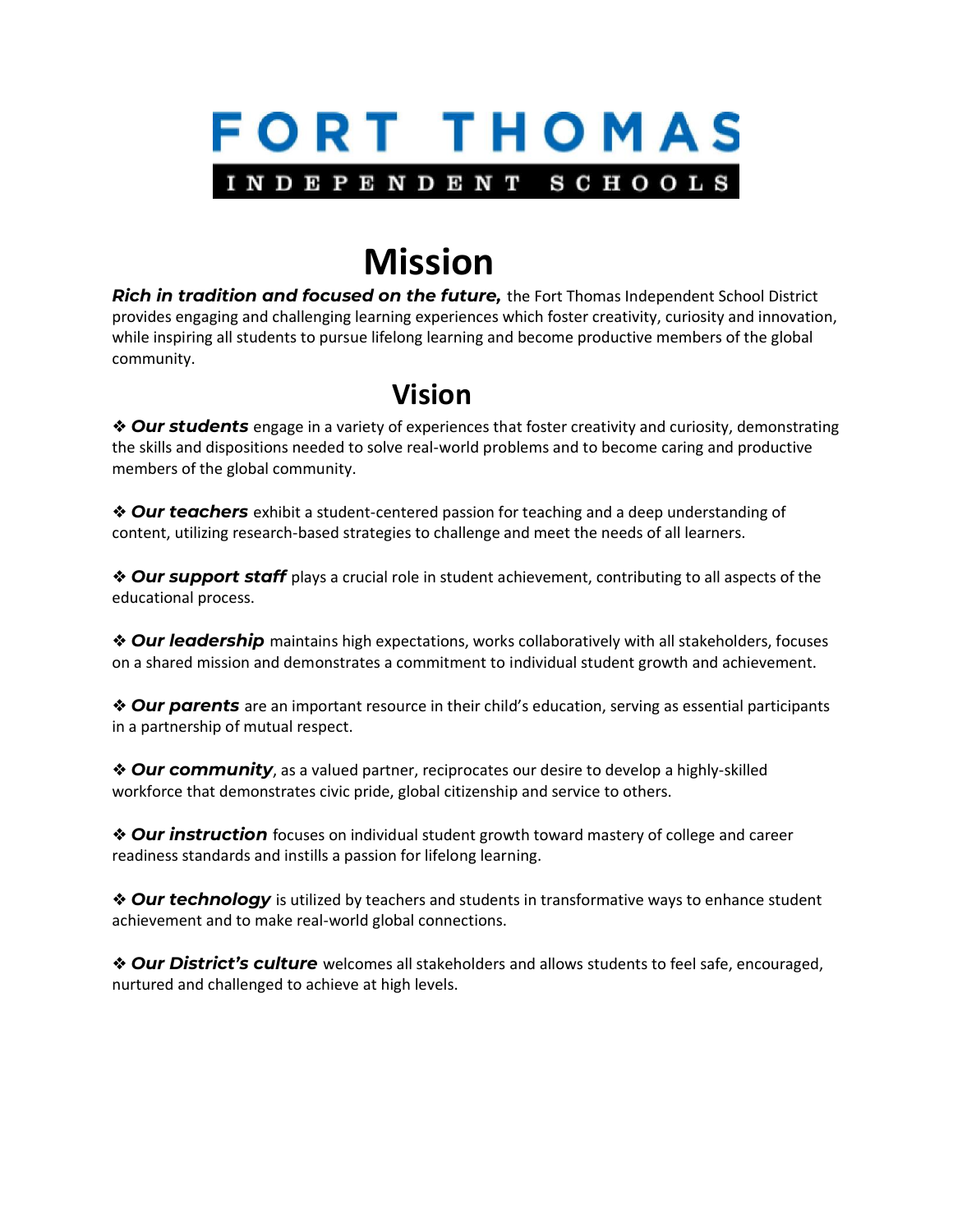# FORT THOMAS

INDEPENDENT SCHOOLS

# Mission

***Rich in tradition and focused on the future,*** the Fort Thomas Independent School District provides engaging and challenging learning experiences which foster creativity, curiosity and innovation, while inspiring all students to pursue lifelong learning and become productive members of the global community.

## Vision

❖ ***Our students*** engage in a variety of experiences that foster creativity and curiosity, demonstrating the skills and dispositions needed to solve real-world problems and to become caring and productive members of the global community.

❖ ***Our teachers*** exhibit a student-centered passion for teaching and a deep understanding of content, utilizing research-based strategies to challenge and meet the needs of all learners.

❖ ***Our support staff*** plays a crucial role in student achievement, contributing to all aspects of the educational process.

❖ ***Our leadership*** maintains high expectations, works collaboratively with all stakeholders, focuses on a shared mission and demonstrates a commitment to individual student growth and achievement.

❖ ***Our parents*** are an important resource in their child's education, serving as essential participants in a partnership of mutual respect.

❖ ***Our community***, as a valued partner, reciprocates our desire to develop a highly-skilled workforce that demonstrates civic pride, global citizenship and service to others.

❖ ***Our instruction*** focuses on individual student growth toward mastery of college and career readiness standards and instills a passion for lifelong learning.

❖ ***Our technology*** is utilized by teachers and students in transformative ways to enhance student achievement and to make real-world global connections.

❖ ***Our District's culture*** welcomes all stakeholders and allows students to feel safe, encouraged, nurtured and challenged to achieve at high levels.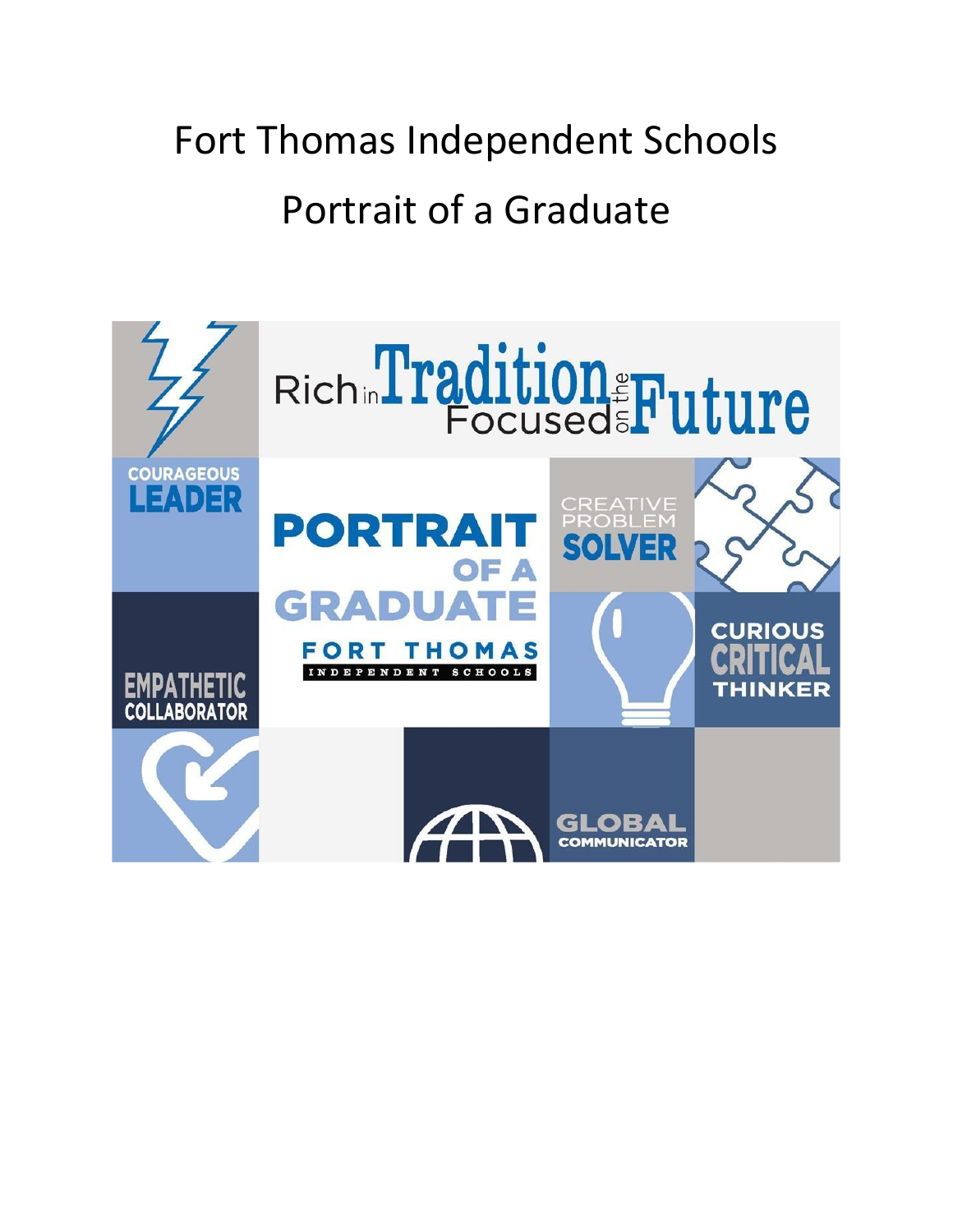# Fort Thomas Independent Schools

# Portrait of a Graduate

Rich in Tradition Focused on the Future

COURAGEOUS LEADER

PORTRAIT OF A GRADUATE

FORT THOMAS INDEPENDENT SCHOOLS

CREATIVE PROBLEM SOLVER

CURIOUS CRITICAL THINKER

EMPATHETIC COLLABORATOR

GLOBAL COMMUNICATOR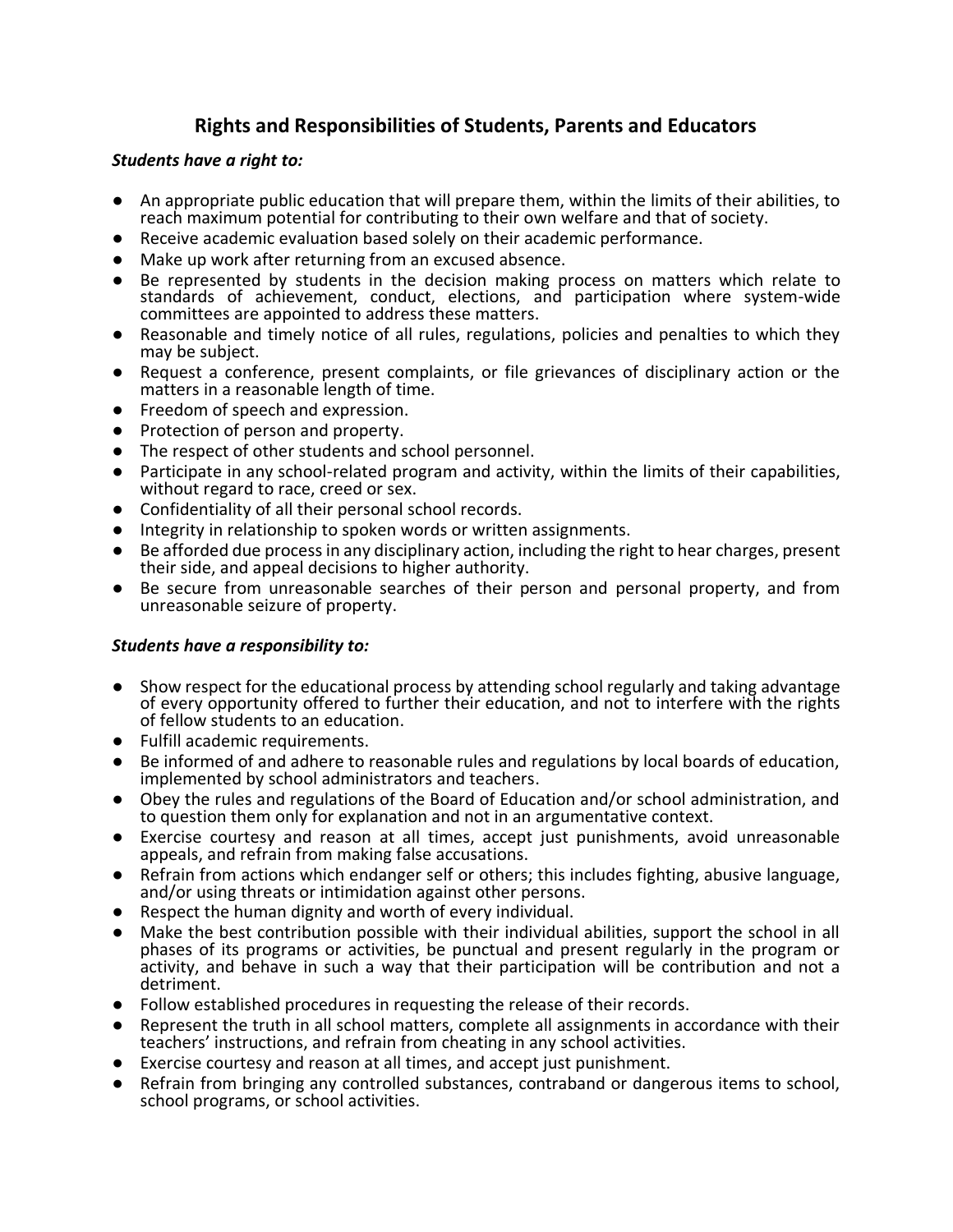## Rights and Responsibilities of Students, Parents and Educators

***Students have a right to:***

- An appropriate public education that will prepare them, within the limits of their abilities, to reach maximum potential for contributing to their own welfare and that of society.
- Receive academic evaluation based solely on their academic performance.
- Make up work after returning from an excused absence.
- Be represented by students in the decision making process on matters which relate to standards of achievement, conduct, elections, and participation where system-wide committees are appointed to address these matters.
- Reasonable and timely notice of all rules, regulations, policies and penalties to which they may be subject.
- Request a conference, present complaints, or file grievances of disciplinary action or the matters in a reasonable length of time.
- Freedom of speech and expression.
- Protection of person and property.
- The respect of other students and school personnel.
- Participate in any school-related program and activity, within the limits of their capabilities, without regard to race, creed or sex.
- Confidentiality of all their personal school records.
- Integrity in relationship to spoken words or written assignments.
- Be afforded due process in any disciplinary action, including the right to hear charges, present their side, and appeal decisions to higher authority.
- Be secure from unreasonable searches of their person and personal property, and from unreasonable seizure of property.

***Students have a responsibility to:***

- Show respect for the educational process by attending school regularly and taking advantage of every opportunity offered to further their education, and not to interfere with the rights of fellow students to an education.
- Fulfill academic requirements.
- Be informed of and adhere to reasonable rules and regulations by local boards of education, implemented by school administrators and teachers.
- Obey the rules and regulations of the Board of Education and/or school administration, and to question them only for explanation and not in an argumentative context.
- Exercise courtesy and reason at all times, accept just punishments, avoid unreasonable appeals, and refrain from making false accusations.
- Refrain from actions which endanger self or others; this includes fighting, abusive language, and/or using threats or intimidation against other persons.
- Respect the human dignity and worth of every individual.
- Make the best contribution possible with their individual abilities, support the school in all phases of its programs or activities, be punctual and present regularly in the program or activity, and behave in such a way that their participation will be contribution and not a detriment.
- Follow established procedures in requesting the release of their records.
- Represent the truth in all school matters, complete all assignments in accordance with their teachers' instructions, and refrain from cheating in any school activities.
- Exercise courtesy and reason at all times, and accept just punishment.
- Refrain from bringing any controlled substances, contraband or dangerous items to school, school programs, or school activities.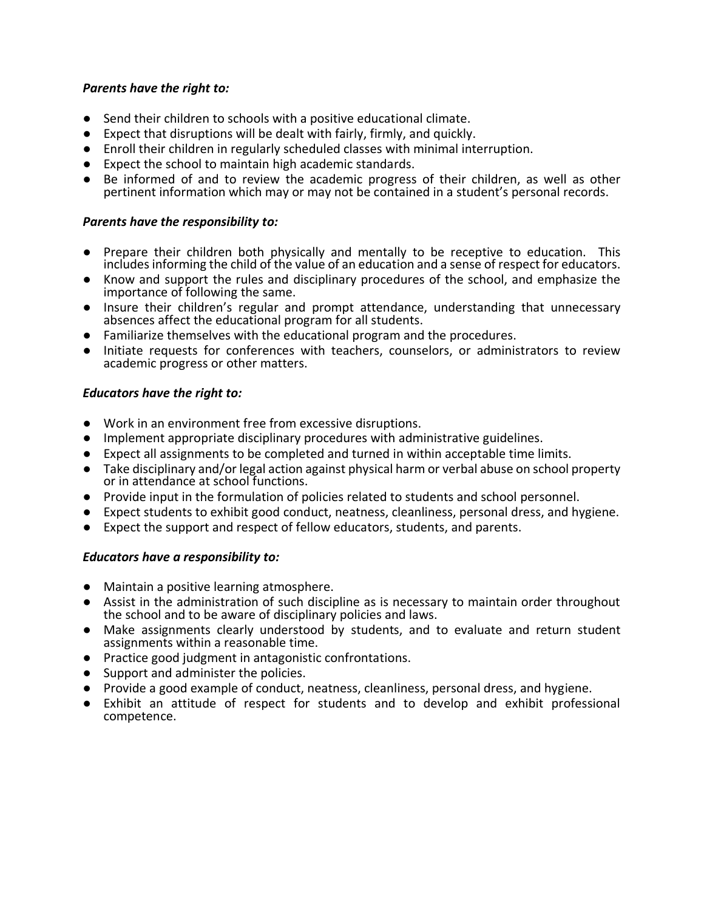***Parents have the right to:***

- Send their children to schools with a positive educational climate.
- Expect that disruptions will be dealt with fairly, firmly, and quickly.
- Enroll their children in regularly scheduled classes with minimal interruption.
- Expect the school to maintain high academic standards.
- Be informed of and to review the academic progress of their children, as well as other pertinent information which may or may not be contained in a student's personal records.

***Parents have the responsibility to:***

- Prepare their children both physically and mentally to be receptive to education. This includes informing the child of the value of an education and a sense of respect for educators.
- Know and support the rules and disciplinary procedures of the school, and emphasize the importance of following the same.
- Insure their children's regular and prompt attendance, understanding that unnecessary absences affect the educational program for all students.
- Familiarize themselves with the educational program and the procedures.
- Initiate requests for conferences with teachers, counselors, or administrators to review academic progress or other matters.

***Educators have the right to:***

- Work in an environment free from excessive disruptions.
- Implement appropriate disciplinary procedures with administrative guidelines.
- Expect all assignments to be completed and turned in within acceptable time limits.
- Take disciplinary and/or legal action against physical harm or verbal abuse on school property or in attendance at school functions.
- Provide input in the formulation of policies related to students and school personnel.
- Expect students to exhibit good conduct, neatness, cleanliness, personal dress, and hygiene.
- Expect the support and respect of fellow educators, students, and parents.

***Educators have a responsibility to:***

- Maintain a positive learning atmosphere.
- Assist in the administration of such discipline as is necessary to maintain order throughout the school and to be aware of disciplinary policies and laws.
- Make assignments clearly understood by students, and to evaluate and return student assignments within a reasonable time.
- Practice good judgment in antagonistic confrontations.
- Support and administer the policies.
- Provide a good example of conduct, neatness, cleanliness, personal dress, and hygiene.
- Exhibit an attitude of respect for students and to develop and exhibit professional competence.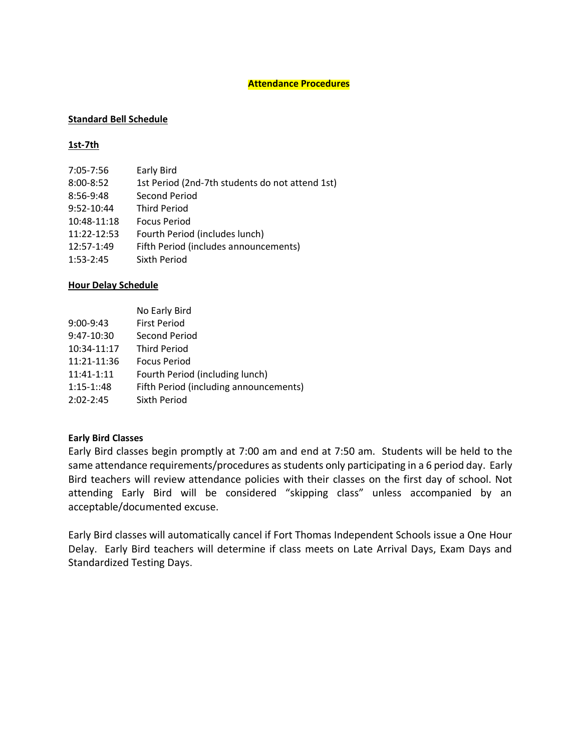# Attendance Procedures

## Standard Bell Schedule

### 1st-7th

| | |
|---|---|
| 7:05-7:56 | Early Bird |
| 8:00-8:52 | 1st Period (2nd-7th students do not attend 1st) |
| 8:56-9:48 | Second Period |
| 9:52-10:44 | Third Period |
| 10:48-11:18 | Focus Period |
| 11:22-12:53 | Fourth Period (includes lunch) |
| 12:57-1:49 | Fifth Period (includes announcements) |
| 1:53-2:45 | Sixth Period |

## Hour Delay Schedule

| | |
|---|---|
| | No Early Bird |
| 9:00-9:43 | First Period |
| 9:47-10:30 | Second Period |
| 10:34-11:17 | Third Period |
| 11:21-11:36 | Focus Period |
| 11:41-1:11 | Fourth Period (including lunch) |
| 1:15-1::48 | Fifth Period (including announcements) |
| 2:02-2:45 | Sixth Period |

**Early Bird Classes**

Early Bird classes begin promptly at 7:00 am and end at 7:50 am. Students will be held to the same attendance requirements/procedures as students only participating in a 6 period day. Early Bird teachers will review attendance policies with their classes on the first day of school. Not attending Early Bird will be considered "skipping class" unless accompanied by an acceptable/documented excuse.

Early Bird classes will automatically cancel if Fort Thomas Independent Schools issue a One Hour Delay. Early Bird teachers will determine if class meets on Late Arrival Days, Exam Days and Standardized Testing Days.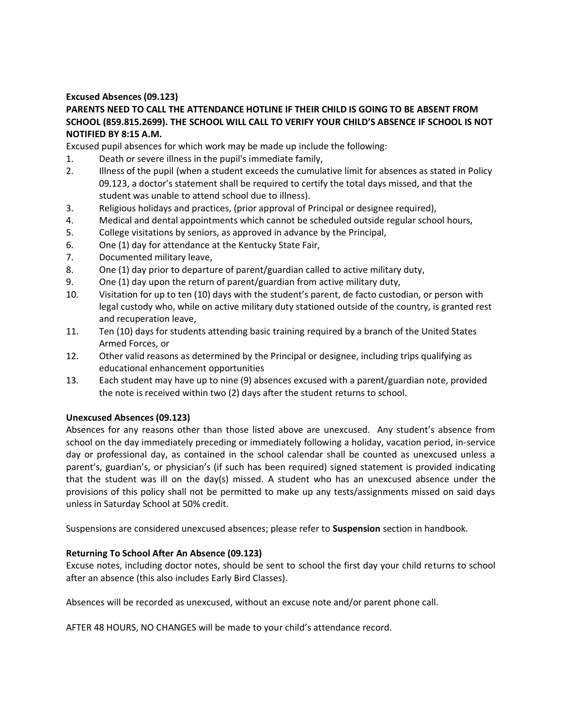**Excused Absences (09.123)**

**PARENTS NEED TO CALL THE ATTENDANCE HOTLINE IF THEIR CHILD IS GOING TO BE ABSENT FROM SCHOOL (859.815.2699). THE SCHOOL WILL CALL TO VERIFY YOUR CHILD'S ABSENCE IF SCHOOL IS NOT NOTIFIED BY 8:15 A.M.**

Excused pupil absences for which work may be made up include the following:

1. Death or severe illness in the pupil's immediate family,
2. Illness of the pupil (when a student exceeds the cumulative limit for absences as stated in Policy 09.123, a doctor's statement shall be required to certify the total days missed, and that the student was unable to attend school due to illness).
3. Religious holidays and practices, (prior approval of Principal or designee required),
4. Medical and dental appointments which cannot be scheduled outside regular school hours,
5. College visitations by seniors, as approved in advance by the Principal,
6. One (1) day for attendance at the Kentucky State Fair,
7. Documented military leave,
8. One (1) day prior to departure of parent/guardian called to active military duty,
9. One (1) day upon the return of parent/guardian from active military duty,
10. Visitation for up to ten (10) days with the student's parent, de facto custodian, or person with legal custody who, while on active military duty stationed outside of the country, is granted rest and recuperation leave,
11. Ten (10) days for students attending basic training required by a branch of the United States Armed Forces, or
12. Other valid reasons as determined by the Principal or designee, including trips qualifying as educational enhancement opportunities
13. Each student may have up to nine (9) absences excused with a parent/guardian note, provided the note is received within two (2) days after the student returns to school.

**Unexcused Absences (09.123)**

Absences for any reasons other than those listed above are unexcused. Any student's absence from school on the day immediately preceding or immediately following a holiday, vacation period, in-service day or professional day, as contained in the school calendar shall be counted as unexcused unless a parent's, guardian's, or physician's (if such has been required) signed statement is provided indicating that the student was ill on the day(s) missed. A student who has an unexcused absence under the provisions of this policy shall not be permitted to make up any tests/assignments missed on said days unless in Saturday School at 50% credit.

Suspensions are considered unexcused absences; please refer to **Suspension** section in handbook.

**Returning To School After An Absence (09.123)**

Excuse notes, including doctor notes, should be sent to school the first day your child returns to school after an absence (this also includes Early Bird Classes).

Absences will be recorded as unexcused, without an excuse note and/or parent phone call.

AFTER 48 HOURS, NO CHANGES will be made to your child's attendance record.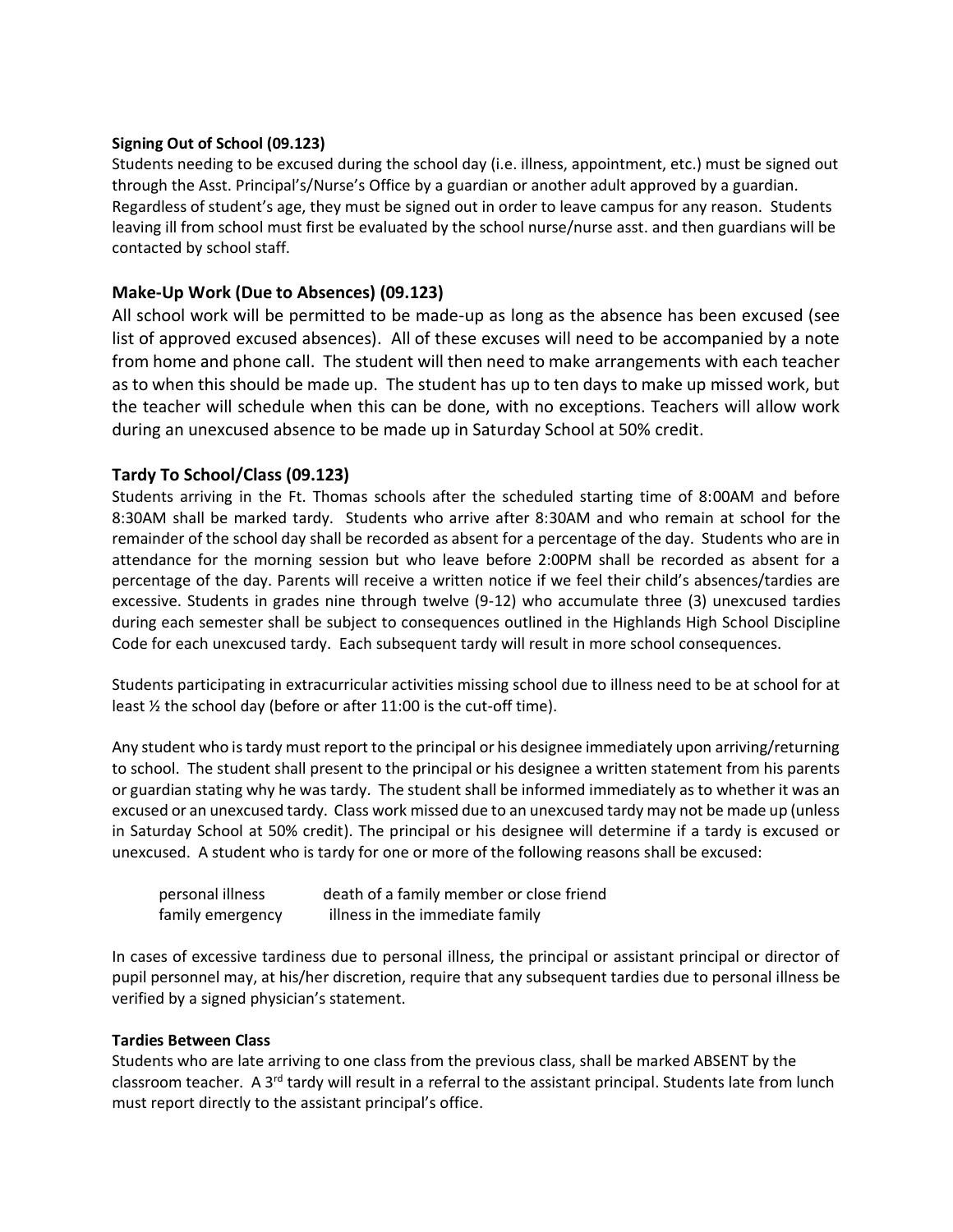**Signing Out of School (09.123)**

Students needing to be excused during the school day (i.e. illness, appointment, etc.) must be signed out through the Asst. Principal's/Nurse's Office by a guardian or another adult approved by a guardian. Regardless of student's age, they must be signed out in order to leave campus for any reason. Students leaving ill from school must first be evaluated by the school nurse/nurse asst. and then guardians will be contacted by school staff.

## Make-Up Work (Due to Absences) (09.123)

All school work will be permitted to be made-up as long as the absence has been excused (see list of approved excused absences). All of these excuses will need to be accompanied by a note from home and phone call. The student will then need to make arrangements with each teacher as to when this should be made up. The student has up to ten days to make up missed work, but the teacher will schedule when this can be done, with no exceptions. Teachers will allow work during an unexcused absence to be made up in Saturday School at 50% credit.

## Tardy To School/Class (09.123)

Students arriving in the Ft. Thomas schools after the scheduled starting time of 8:00AM and before 8:30AM shall be marked tardy. Students who arrive after 8:30AM and who remain at school for the remainder of the school day shall be recorded as absent for a percentage of the day. Students who are in attendance for the morning session but who leave before 2:00PM shall be recorded as absent for a percentage of the day. Parents will receive a written notice if we feel their child's absences/tardies are excessive. Students in grades nine through twelve (9-12) who accumulate three (3) unexcused tardies during each semester shall be subject to consequences outlined in the Highlands High School Discipline Code for each unexcused tardy. Each subsequent tardy will result in more school consequences.

Students participating in extracurricular activities missing school due to illness need to be at school for at least ½ the school day (before or after 11:00 is the cut-off time).

Any student who is tardy must report to the principal or his designee immediately upon arriving/returning to school. The student shall present to the principal or his designee a written statement from his parents or guardian stating why he was tardy. The student shall be informed immediately as to whether it was an excused or an unexcused tardy. Class work missed due to an unexcused tardy may not be made up (unless in Saturday School at 50% credit). The principal or his designee will determine if a tardy is excused or unexcused. A student who is tardy for one or more of the following reasons shall be excused:

- personal illness
- death of a family member or close friend
- family emergency
- illness in the immediate family

In cases of excessive tardiness due to personal illness, the principal or assistant principal or director of pupil personnel may, at his/her discretion, require that any subsequent tardies due to personal illness be verified by a signed physician's statement.

**Tardies Between Class**

Students who are late arriving to one class from the previous class, shall be marked ABSENT by the classroom teacher. A 3rd tardy will result in a referral to the assistant principal. Students late from lunch must report directly to the assistant principal's office.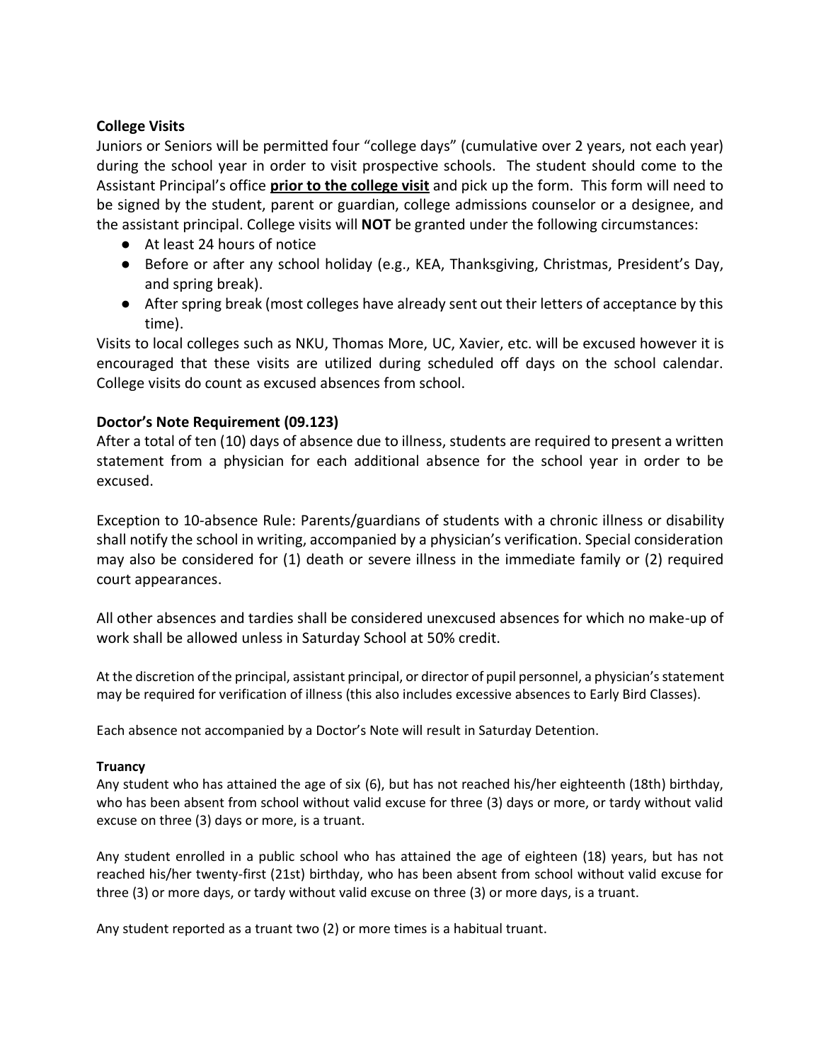### College Visits

Juniors or Seniors will be permitted four "college days" (cumulative over 2 years, not each year) during the school year in order to visit prospective schools. The student should come to the Assistant Principal's office **prior to the college visit** and pick up the form. This form will need to be signed by the student, parent or guardian, college admissions counselor or a designee, and the assistant principal. College visits will **NOT** be granted under the following circumstances:

- At least 24 hours of notice
- Before or after any school holiday (e.g., KEA, Thanksgiving, Christmas, President's Day, and spring break).
- After spring break (most colleges have already sent out their letters of acceptance by this time).

Visits to local colleges such as NKU, Thomas More, UC, Xavier, etc. will be excused however it is encouraged that these visits are utilized during scheduled off days on the school calendar. College visits do count as excused absences from school.

### Doctor's Note Requirement (09.123)

After a total of ten (10) days of absence due to illness, students are required to present a written statement from a physician for each additional absence for the school year in order to be excused.

Exception to 10-absence Rule: Parents/guardians of students with a chronic illness or disability shall notify the school in writing, accompanied by a physician's verification. Special consideration may also be considered for (1) death or severe illness in the immediate family or (2) required court appearances.

All other absences and tardies shall be considered unexcused absences for which no make-up of work shall be allowed unless in Saturday School at 50% credit.

At the discretion of the principal, assistant principal, or director of pupil personnel, a physician's statement may be required for verification of illness (this also includes excessive absences to Early Bird Classes).

Each absence not accompanied by a Doctor's Note will result in Saturday Detention.

#### Truancy

Any student who has attained the age of six (6), but has not reached his/her eighteenth (18th) birthday, who has been absent from school without valid excuse for three (3) days or more, or tardy without valid excuse on three (3) days or more, is a truant.

Any student enrolled in a public school who has attained the age of eighteen (18) years, but has not reached his/her twenty-first (21st) birthday, who has been absent from school without valid excuse for three (3) or more days, or tardy without valid excuse on three (3) or more days, is a truant.

Any student reported as a truant two (2) or more times is a habitual truant.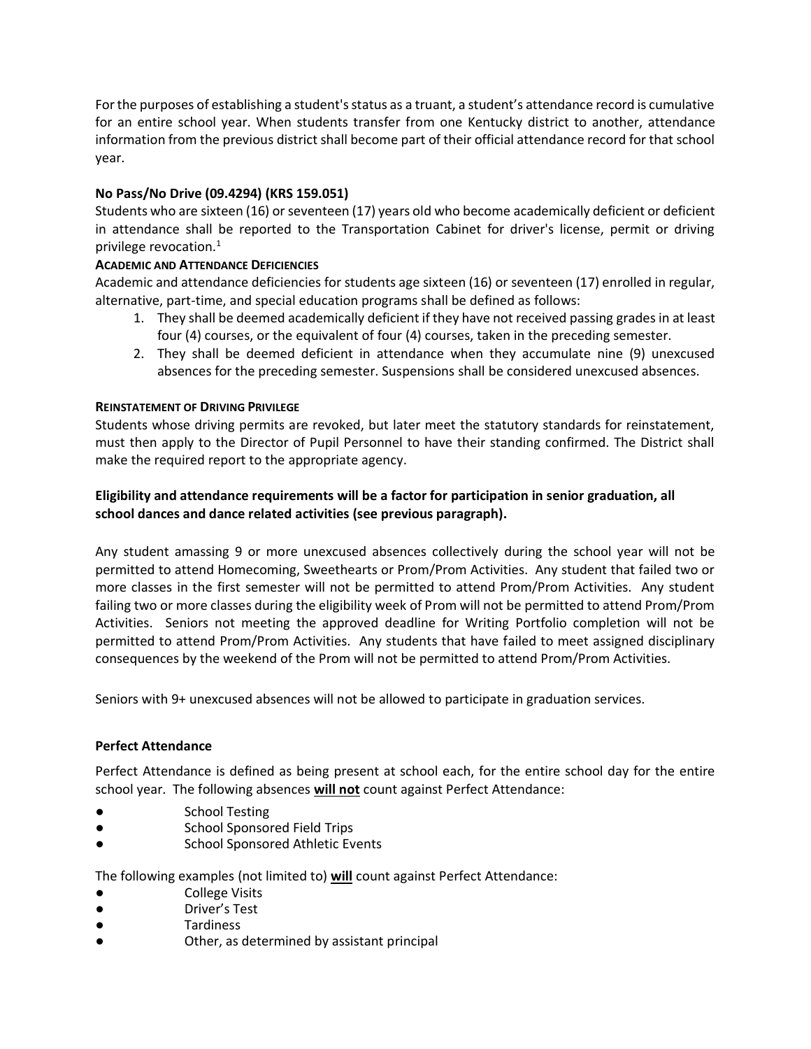For the purposes of establishing a student's status as a truant, a student's attendance record is cumulative for an entire school year. When students transfer from one Kentucky district to another, attendance information from the previous district shall become part of their official attendance record for that school year.

**No Pass/No Drive (09.4294) (KRS 159.051)**

Students who are sixteen (16) or seventeen (17) years old who become academically deficient or deficient in attendance shall be reported to the Transportation Cabinet for driver's license, permit or driving privilege revocation.[1]

**ACADEMIC AND ATTENDANCE DEFICIENCIES**

Academic and attendance deficiencies for students age sixteen (16) or seventeen (17) enrolled in regular, alternative, part-time, and special education programs shall be defined as follows:

1. They shall be deemed academically deficient if they have not received passing grades in at least four (4) courses, or the equivalent of four (4) courses, taken in the preceding semester.
2. They shall be deemed deficient in attendance when they accumulate nine (9) unexcused absences for the preceding semester. Suspensions shall be considered unexcused absences.

**REINSTATEMENT OF DRIVING PRIVILEGE**

Students whose driving permits are revoked, but later meet the statutory standards for reinstatement, must then apply to the Director of Pupil Personnel to have their standing confirmed. The District shall make the required report to the appropriate agency.

**Eligibility and attendance requirements will be a factor for participation in senior graduation, all school dances and dance related activities (see previous paragraph).**

Any student amassing 9 or more unexcused absences collectively during the school year will not be permitted to attend Homecoming, Sweethearts or Prom/Prom Activities. Any student that failed two or more classes in the first semester will not be permitted to attend Prom/Prom Activities. Any student failing two or more classes during the eligibility week of Prom will not be permitted to attend Prom/Prom Activities. Seniors not meeting the approved deadline for Writing Portfolio completion will not be permitted to attend Prom/Prom Activities. Any students that have failed to meet assigned disciplinary consequences by the weekend of the Prom will not be permitted to attend Prom/Prom Activities.

Seniors with 9+ unexcused absences will not be allowed to participate in graduation services.

**Perfect Attendance**

Perfect Attendance is defined as being present at school each, for the entire school day for the entire school year. The following absences **will not** count against Perfect Attendance:

- School Testing
- School Sponsored Field Trips
- School Sponsored Athletic Events

The following examples (not limited to) **will** count against Perfect Attendance:

- College Visits
- Driver's Test
- Tardiness
- Other, as determined by assistant principal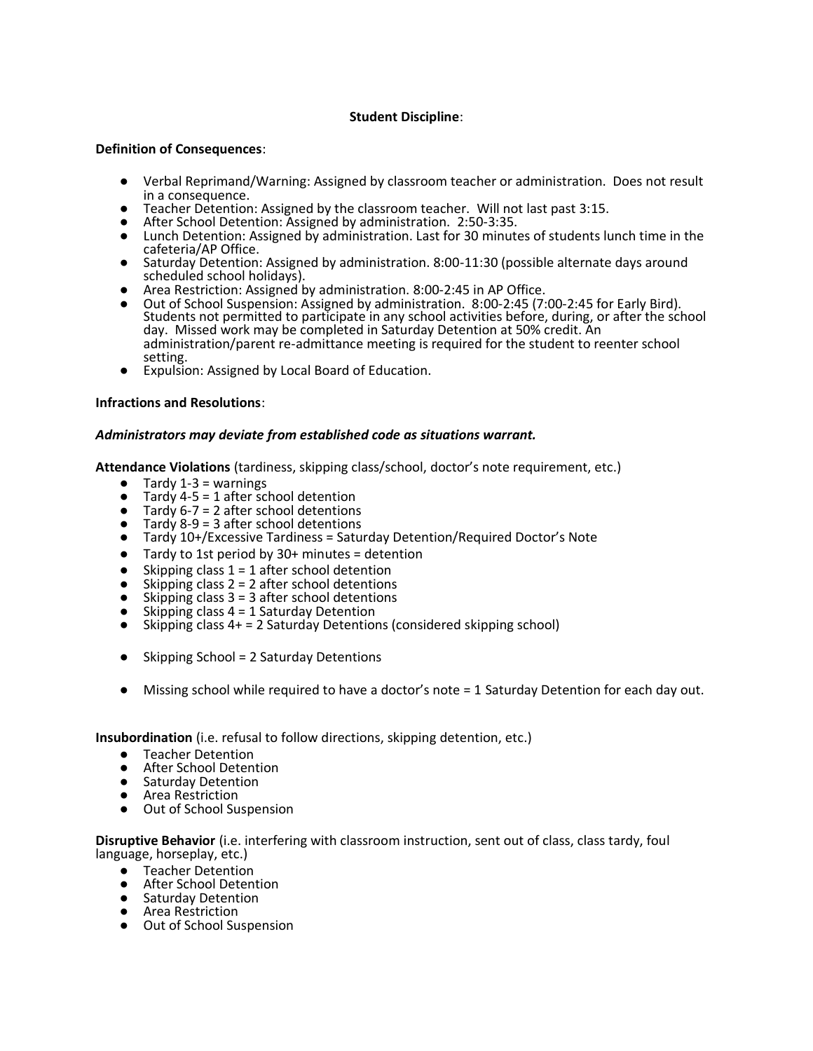**Student Discipline**:

**Definition of Consequences**:

- Verbal Reprimand/Warning: Assigned by classroom teacher or administration. Does not result in a consequence.
- Teacher Detention: Assigned by the classroom teacher. Will not last past 3:15.
- After School Detention: Assigned by administration. 2:50-3:35.
- Lunch Detention: Assigned by administration. Last for 30 minutes of students lunch time in the cafeteria/AP Office.
- Saturday Detention: Assigned by administration. 8:00-11:30 (possible alternate days around scheduled school holidays).
- Area Restriction: Assigned by administration. 8:00-2:45 in AP Office.
- Out of School Suspension: Assigned by administration. 8:00-2:45 (7:00-2:45 for Early Bird). Students not permitted to participate in any school activities before, during, or after the school day. Missed work may be completed in Saturday Detention at 50% credit. An administration/parent re-admittance meeting is required for the student to reenter school setting.
- Expulsion: Assigned by Local Board of Education.

**Infractions and Resolutions**:

***Administrators may deviate from established code as situations warrant.***

**Attendance Violations** (tardiness, skipping class/school, doctor's note requirement, etc.)

- Tardy 1-3 = warnings
- Tardy 4-5 = 1 after school detention
- Tardy 6-7 = 2 after school detentions
- Tardy 8-9 = 3 after school detentions
- Tardy 10+/Excessive Tardiness = Saturday Detention/Required Doctor's Note
- Tardy to 1st period by 30+ minutes = detention
- Skipping class 1 = 1 after school detention
- Skipping class 2 = 2 after school detentions
- Skipping class 3 = 3 after school detentions
- Skipping class 4 = 1 Saturday Detention
- Skipping class 4+ = 2 Saturday Detentions (considered skipping school)
- Skipping School = 2 Saturday Detentions
- Missing school while required to have a doctor's note = 1 Saturday Detention for each day out.

**Insubordination** (i.e. refusal to follow directions, skipping detention, etc.)

- Teacher Detention
- After School Detention
- Saturday Detention
- Area Restriction
- Out of School Suspension

**Disruptive Behavior** (i.e. interfering with classroom instruction, sent out of class, class tardy, foul language, horseplay, etc.)

- Teacher Detention
- After School Detention
- Saturday Detention
- Area Restriction
- Out of School Suspension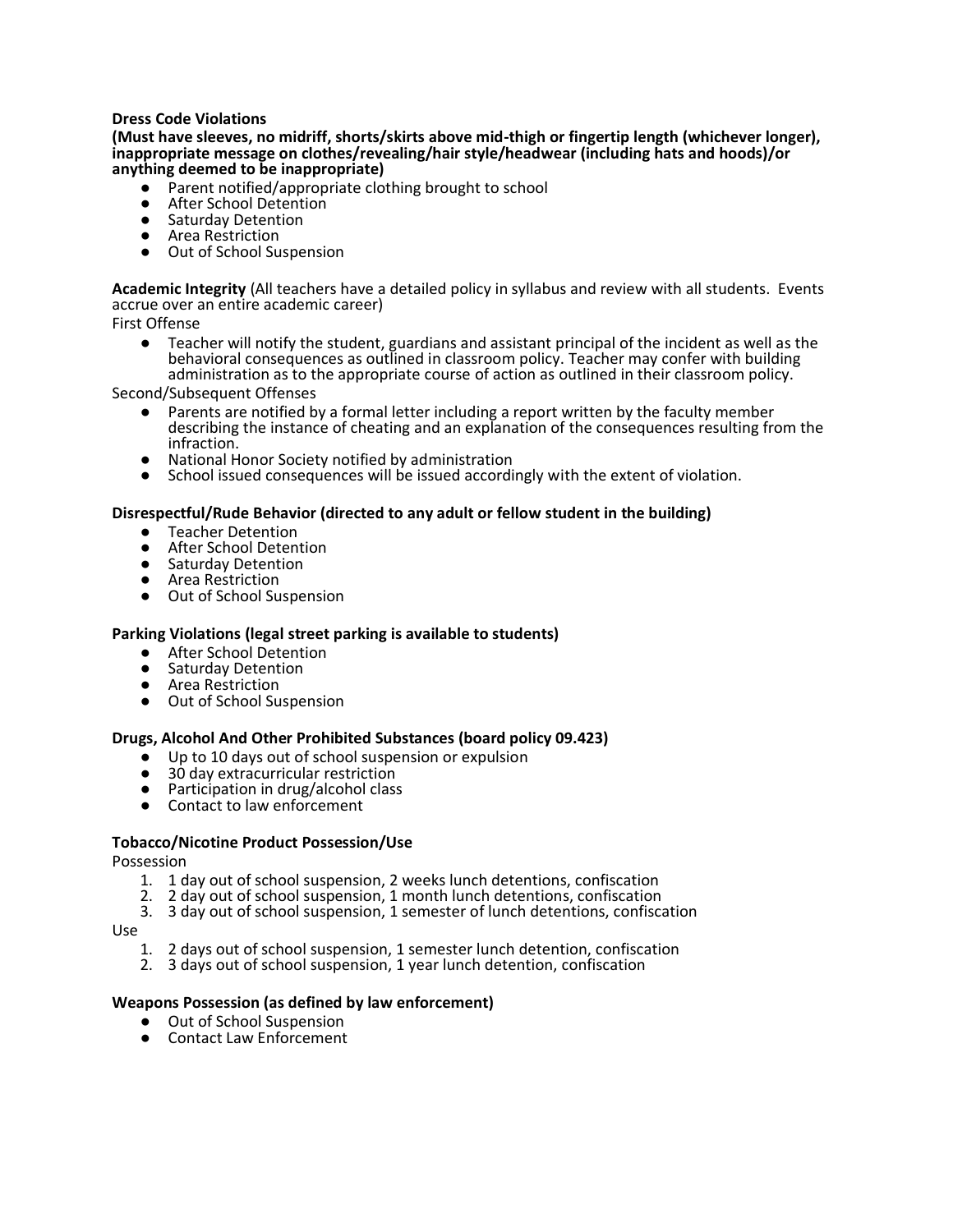**Dress Code Violations**
**(Must have sleeves, no midriff, shorts/skirts above mid-thigh or fingertip length (whichever longer), inappropriate message on clothes/revealing/hair style/headwear (including hats and hoods)/or anything deemed to be inappropriate)**

- Parent notified/appropriate clothing brought to school
- After School Detention
- Saturday Detention
- Area Restriction
- Out of School Suspension

**Academic Integrity** (All teachers have a detailed policy in syllabus and review with all students. Events accrue over an entire academic career)

First Offense

- Teacher will notify the student, guardians and assistant principal of the incident as well as the behavioral consequences as outlined in classroom policy. Teacher may confer with building administration as to the appropriate course of action as outlined in their classroom policy.

Second/Subsequent Offenses

- Parents are notified by a formal letter including a report written by the faculty member describing the instance of cheating and an explanation of the consequences resulting from the infraction.
- National Honor Society notified by administration
- School issued consequences will be issued accordingly with the extent of violation.

**Disrespectful/Rude Behavior (directed to any adult or fellow student in the building)**

- Teacher Detention
- After School Detention
- Saturday Detention
- Area Restriction
- Out of School Suspension

**Parking Violations (legal street parking is available to students)**

- After School Detention
- Saturday Detention
- Area Restriction
- Out of School Suspension

**Drugs, Alcohol And Other Prohibited Substances (board policy 09.423)**

- Up to 10 days out of school suspension or expulsion
- 30 day extracurricular restriction
- Participation in drug/alcohol class
- Contact to law enforcement

**Tobacco/Nicotine Product Possession/Use**

Possession

1. 1 day out of school suspension, 2 weeks lunch detentions, confiscation
2. 2 day out of school suspension, 1 month lunch detentions, confiscation
3. 3 day out of school suspension, 1 semester of lunch detentions, confiscation

Use

1. 2 days out of school suspension, 1 semester lunch detention, confiscation
2. 3 days out of school suspension, 1 year lunch detention, confiscation

**Weapons Possession (as defined by law enforcement)**

- Out of School Suspension
- Contact Law Enforcement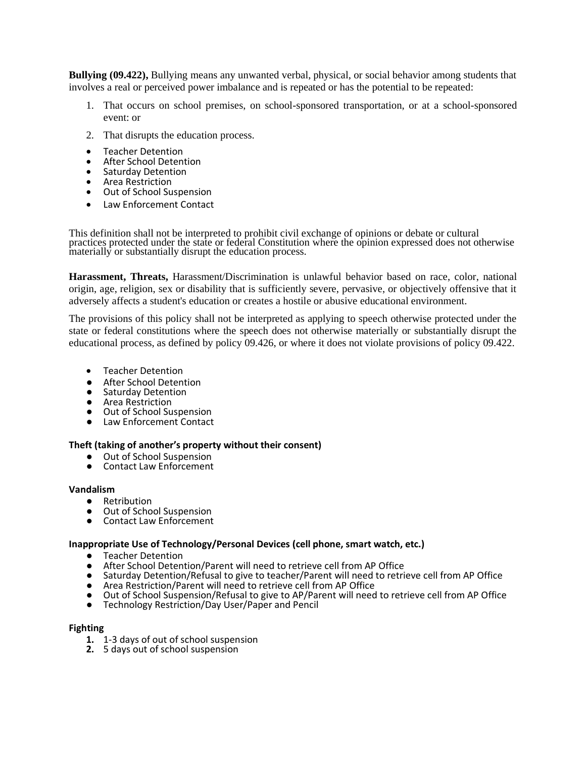**Bullying (09.422),** Bullying means any unwanted verbal, physical, or social behavior among students that involves a real or perceived power imbalance and is repeated or has the potential to be repeated:

1. That occurs on school premises, on school-sponsored transportation, or at a school-sponsored event: or
2. That disrupts the education process.

- Teacher Detention
- After School Detention
- Saturday Detention
- Area Restriction
- Out of School Suspension
- Law Enforcement Contact

This definition shall not be interpreted to prohibit civil exchange of opinions or debate or cultural practices protected under the state or federal Constitution where the opinion expressed does not otherwise materially or substantially disrupt the education process.

**Harassment, Threats,** Harassment/Discrimination is unlawful behavior based on race, color, national origin, age, religion, sex or disability that is sufficiently severe, pervasive, or objectively offensive that it adversely affects a student's education or creates a hostile or abusive educational environment.

The provisions of this policy shall not be interpreted as applying to speech otherwise protected under the state or federal constitutions where the speech does not otherwise materially or substantially disrupt the educational process, as defined by policy 09.426, or where it does not violate provisions of policy 09.422.

- Teacher Detention
- After School Detention
- Saturday Detention
- Area Restriction
- Out of School Suspension
- Law Enforcement Contact

**Theft (taking of another's property without their consent)**

- Out of School Suspension
- Contact Law Enforcement

**Vandalism**

- Retribution
- Out of School Suspension
- Contact Law Enforcement

**Inappropriate Use of Technology/Personal Devices (cell phone, smart watch, etc.)**

- Teacher Detention
- After School Detention/Parent will need to retrieve cell from AP Office
- Saturday Detention/Refusal to give to teacher/Parent will need to retrieve cell from AP Office
- Area Restriction/Parent will need to retrieve cell from AP Office
- Out of School Suspension/Refusal to give to AP/Parent will need to retrieve cell from AP Office
- Technology Restriction/Day User/Paper and Pencil

**Fighting**

1. 1-3 days of out of school suspension
2. 5 days out of school suspension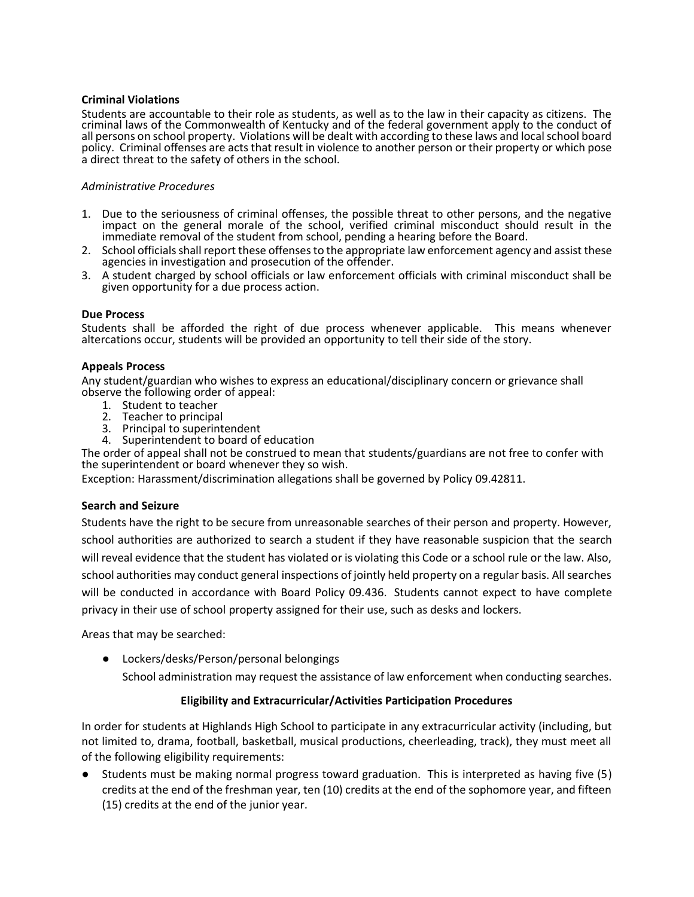**Criminal Violations**

Students are accountable to their role as students, as well as to the law in their capacity as citizens. The criminal laws of the Commonwealth of Kentucky and of the federal government apply to the conduct of all persons on school property. Violations will be dealt with according to these laws and local school board policy. Criminal offenses are acts that result in violence to another person or their property or which pose a direct threat to the safety of others in the school.

*Administrative Procedures*

1. Due to the seriousness of criminal offenses, the possible threat to other persons, and the negative impact on the general morale of the school, verified criminal misconduct should result in the immediate removal of the student from school, pending a hearing before the Board.
2. School officials shall report these offenses to the appropriate law enforcement agency and assist these agencies in investigation and prosecution of the offender.
3. A student charged by school officials or law enforcement officials with criminal misconduct shall be given opportunity for a due process action.

**Due Process**

Students shall be afforded the right of due process whenever applicable. This means whenever altercations occur, students will be provided an opportunity to tell their side of the story.

**Appeals Process**

Any student/guardian who wishes to express an educational/disciplinary concern or grievance shall observe the following order of appeal:

1. Student to teacher
2. Teacher to principal
3. Principal to superintendent
4. Superintendent to board of education

The order of appeal shall not be construed to mean that students/guardians are not free to confer with the superintendent or board whenever they so wish.

Exception: Harassment/discrimination allegations shall be governed by Policy 09.42811.

**Search and Seizure**

Students have the right to be secure from unreasonable searches of their person and property. However, school authorities are authorized to search a student if they have reasonable suspicion that the search will reveal evidence that the student has violated or is violating this Code or a school rule or the law. Also, school authorities may conduct general inspections of jointly held property on a regular basis. All searches will be conducted in accordance with Board Policy 09.436. Students cannot expect to have complete privacy in their use of school property assigned for their use, such as desks and lockers.

Areas that may be searched:

- Lockers/desks/Person/personal belongings

  School administration may request the assistance of law enforcement when conducting searches.

**Eligibility and Extracurricular/Activities Participation Procedures**

In order for students at Highlands High School to participate in any extracurricular activity (including, but not limited to, drama, football, basketball, musical productions, cheerleading, track), they must meet all of the following eligibility requirements:

- Students must be making normal progress toward graduation. This is interpreted as having five (5) credits at the end of the freshman year, ten (10) credits at the end of the sophomore year, and fifteen (15) credits at the end of the junior year.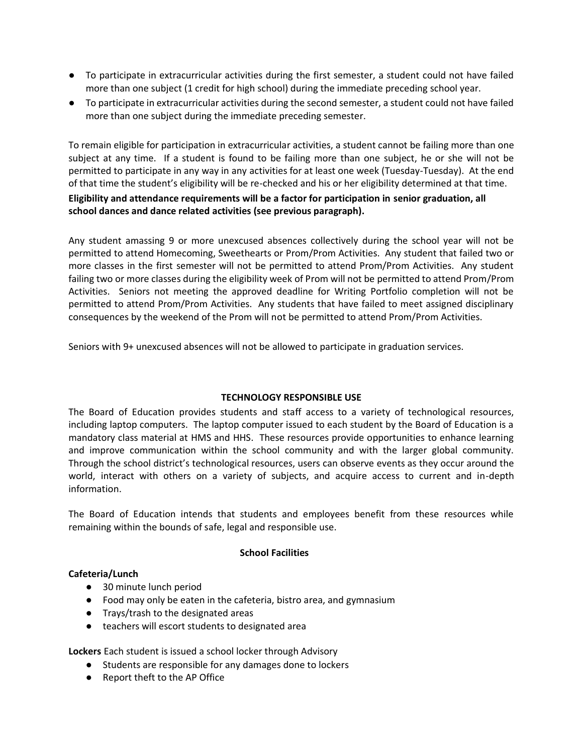- To participate in extracurricular activities during the first semester, a student could not have failed more than one subject (1 credit for high school) during the immediate preceding school year.
- To participate in extracurricular activities during the second semester, a student could not have failed more than one subject during the immediate preceding semester.

To remain eligible for participation in extracurricular activities, a student cannot be failing more than one subject at any time. If a student is found to be failing more than one subject, he or she will not be permitted to participate in any way in any activities for at least one week (Tuesday-Tuesday). At the end of that time the student's eligibility will be re-checked and his or her eligibility determined at that time.

**Eligibility and attendance requirements will be a factor for participation in senior graduation, all school dances and dance related activities (see previous paragraph).**

Any student amassing 9 or more unexcused absences collectively during the school year will not be permitted to attend Homecoming, Sweethearts or Prom/Prom Activities. Any student that failed two or more classes in the first semester will not be permitted to attend Prom/Prom Activities. Any student failing two or more classes during the eligibility week of Prom will not be permitted to attend Prom/Prom Activities. Seniors not meeting the approved deadline for Writing Portfolio completion will not be permitted to attend Prom/Prom Activities. Any students that have failed to meet assigned disciplinary consequences by the weekend of the Prom will not be permitted to attend Prom/Prom Activities.

Seniors with 9+ unexcused absences will not be allowed to participate in graduation services.

## TECHNOLOGY RESPONSIBLE USE

The Board of Education provides students and staff access to a variety of technological resources, including laptop computers. The laptop computer issued to each student by the Board of Education is a mandatory class material at HMS and HHS. These resources provide opportunities to enhance learning and improve communication within the school community and with the larger global community. Through the school district's technological resources, users can observe events as they occur around the world, interact with others on a variety of subjects, and acquire access to current and in-depth information.

The Board of Education intends that students and employees benefit from these resources while remaining within the bounds of safe, legal and responsible use.

## School Facilities

**Cafeteria/Lunch**

- 30 minute lunch period
- Food may only be eaten in the cafeteria, bistro area, and gymnasium
- Trays/trash to the designated areas
- teachers will escort students to designated area

**Lockers** Each student is issued a school locker through Advisory

- Students are responsible for any damages done to lockers
- Report theft to the AP Office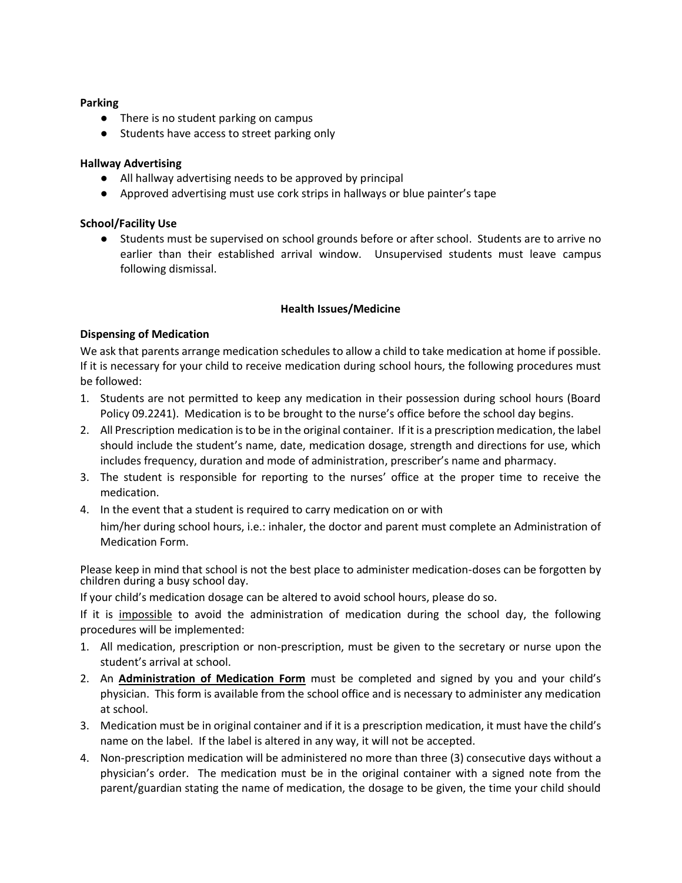**Parking**

- There is no student parking on campus
- Students have access to street parking only

**Hallway Advertising**

- All hallway advertising needs to be approved by principal
- Approved advertising must use cork strips in hallways or blue painter's tape

**School/Facility Use**

- Students must be supervised on school grounds before or after school. Students are to arrive no earlier than their established arrival window. Unsupervised students must leave campus following dismissal.

## Health Issues/Medicine

### Dispensing of Medication

We ask that parents arrange medication schedules to allow a child to take medication at home if possible. If it is necessary for your child to receive medication during school hours, the following procedures must be followed:

1. Students are not permitted to keep any medication in their possession during school hours (Board Policy 09.2241). Medication is to be brought to the nurse's office before the school day begins.
2. All Prescription medication is to be in the original container. If it is a prescription medication, the label should include the student's name, date, medication dosage, strength and directions for use, which includes frequency, duration and mode of administration, prescriber's name and pharmacy.
3. The student is responsible for reporting to the nurses' office at the proper time to receive the medication.
4. In the event that a student is required to carry medication on or with him/her during school hours, i.e.: inhaler, the doctor and parent must complete an Administration of Medication Form.

Please keep in mind that school is not the best place to administer medication-doses can be forgotten by children during a busy school day.

If your child's medication dosage can be altered to avoid school hours, please do so.

If it is impossible to avoid the administration of medication during the school day, the following procedures will be implemented:

1. All medication, prescription or non-prescription, must be given to the secretary or nurse upon the student's arrival at school.
2. An **Administration of Medication Form** must be completed and signed by you and your child's physician. This form is available from the school office and is necessary to administer any medication at school.
3. Medication must be in original container and if it is a prescription medication, it must have the child's name on the label. If the label is altered in any way, it will not be accepted.
4. Non-prescription medication will be administered no more than three (3) consecutive days without a physician's order. The medication must be in the original container with a signed note from the parent/guardian stating the name of medication, the dosage to be given, the time your child should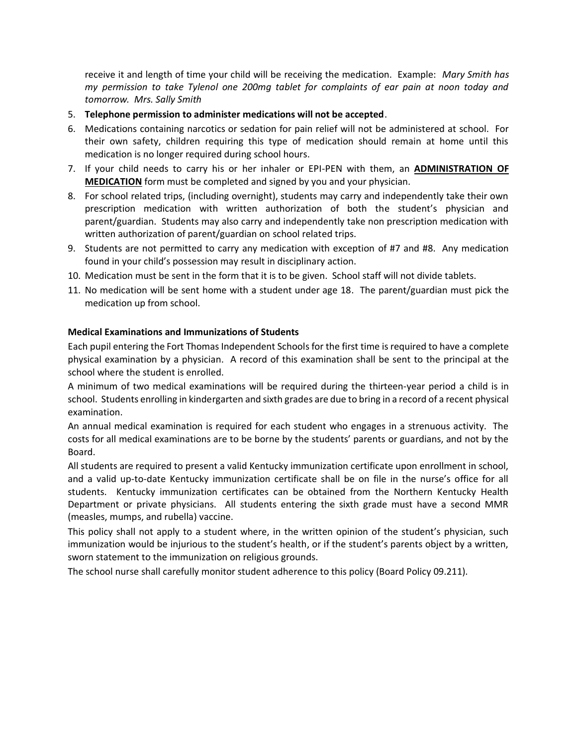receive it and length of time your child will be receiving the medication. Example: *Mary Smith has my permission to take Tylenol one 200mg tablet for complaints of ear pain at noon today and tomorrow. Mrs. Sally Smith*

5. **Telephone permission to administer medications will not be accepted**.
6. Medications containing narcotics or sedation for pain relief will not be administered at school. For their own safety, children requiring this type of medication should remain at home until this medication is no longer required during school hours.
7. If your child needs to carry his or her inhaler or EPI-PEN with them, an **ADMINISTRATION OF MEDICATION** form must be completed and signed by you and your physician.
8. For school related trips, (including overnight), students may carry and independently take their own prescription medication with written authorization of both the student's physician and parent/guardian. Students may also carry and independently take non prescription medication with written authorization of parent/guardian on school related trips.
9. Students are not permitted to carry any medication with exception of #7 and #8. Any medication found in your child's possession may result in disciplinary action.
10. Medication must be sent in the form that it is to be given. School staff will not divide tablets.
11. No medication will be sent home with a student under age 18. The parent/guardian must pick the medication up from school.

**Medical Examinations and Immunizations of Students**

Each pupil entering the Fort Thomas Independent Schools for the first time is required to have a complete physical examination by a physician. A record of this examination shall be sent to the principal at the school where the student is enrolled.

A minimum of two medical examinations will be required during the thirteen-year period a child is in school. Students enrolling in kindergarten and sixth grades are due to bring in a record of a recent physical examination.

An annual medical examination is required for each student who engages in a strenuous activity. The costs for all medical examinations are to be borne by the students' parents or guardians, and not by the Board.

All students are required to present a valid Kentucky immunization certificate upon enrollment in school, and a valid up-to-date Kentucky immunization certificate shall be on file in the nurse's office for all students. Kentucky immunization certificates can be obtained from the Northern Kentucky Health Department or private physicians. All students entering the sixth grade must have a second MMR (measles, mumps, and rubella) vaccine.

This policy shall not apply to a student where, in the written opinion of the student's physician, such immunization would be injurious to the student's health, or if the student's parents object by a written, sworn statement to the immunization on religious grounds.

The school nurse shall carefully monitor student adherence to this policy (Board Policy 09.211).